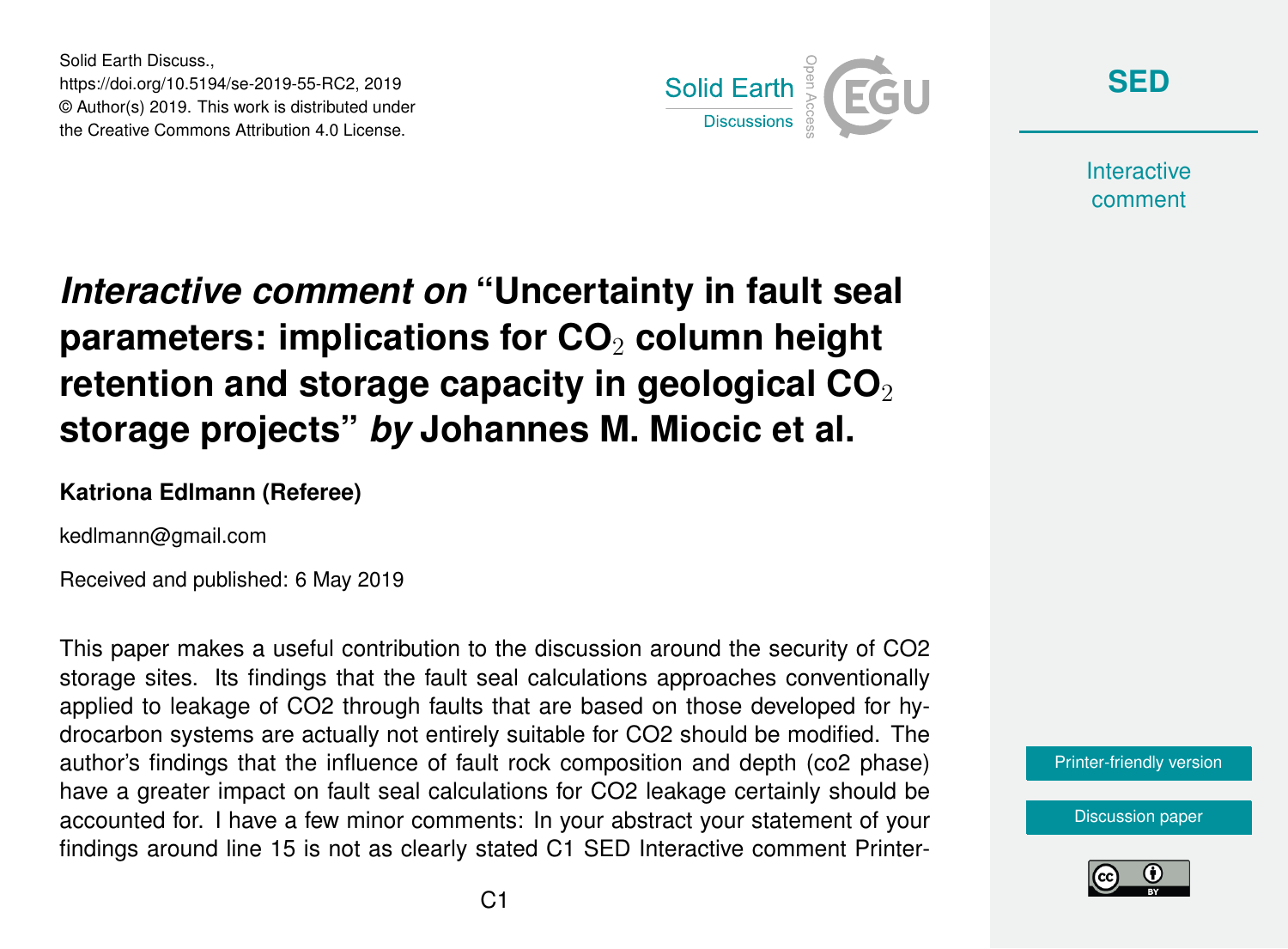# *Interactive comment on* "Uncertainty in fault seal parameters: implications for $CO_2$ column height retention and storage capacity in geological $CO_2$ storage projects" *by* Johannes M. Miocic et al.

**Katriona Edlmann (Referee)**

kedlmann@gmail.com

Received and published: 6 May 2019

This paper makes a useful contribution to the discussion around the security of CO2 storage sites. Its findings that the fault seal calculations approaches conventionally applied to leakage of CO2 through faults that are based on those developed for hydrocarbon systems are actually not entirely suitable for CO2 should be modified. The author's findings that the influence of fault rock composition and depth (co2 phase) have a greater impact on fault seal calculations for CO2 leakage certainly should be accounted for. I have a few minor comments: In your abstract your statement of your findings around line 15 is not as clearly stated C1 SED Interactive comment Printer-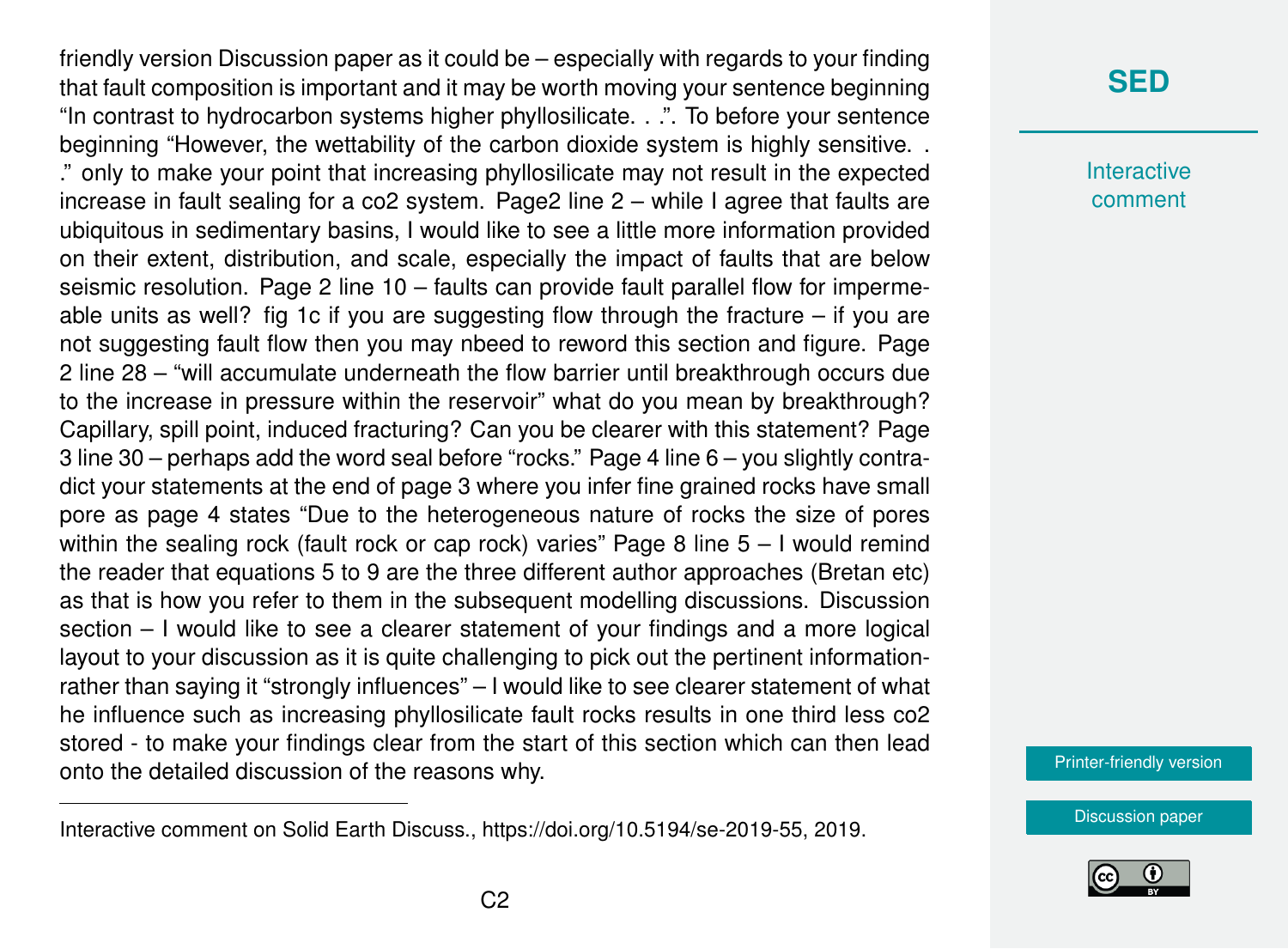friendly version Discussion paper as it could be – especially with regards to your finding that fault composition is important and it may be worth moving your sentence beginning "In contrast to hydrocarbon systems higher phyllosilicate. . .". To before your sentence beginning "However, the wettability of the carbon dioxide system is highly sensitive. . ." only to make your point that increasing phyllosilicate may not result in the expected increase in fault sealing for a co2 system. Page2 line 2 – while I agree that faults are ubiquitous in sedimentary basins, I would like to see a little more information provided on their extent, distribution, and scale, especially the impact of faults that are below seismic resolution. Page 2 line 10 – faults can provide fault parallel flow for impermeable units as well? fig 1c if you are suggesting flow through the fracture – if you are not suggesting fault flow then you may nbeed to reword this section and figure. Page 2 line 28 – "will accumulate underneath the flow barrier until breakthrough occurs due to the increase in pressure within the reservoir" what do you mean by breakthrough? Capillary, spill point, induced fracturing? Can you be clearer with this statement? Page 3 line 30 – perhaps add the word seal before "rocks." Page 4 line 6 – you slightly contradict your statements at the end of page 3 where you infer fine grained rocks have small pore as page 4 states "Due to the heterogeneous nature of rocks the size of pores within the sealing rock (fault rock or cap rock) varies" Page 8 line 5 – I would remind the reader that equations 5 to 9 are the three different author approaches (Bretan etc) as that is how you refer to them in the subsequent modelling discussions. Discussion section – I would like to see a clearer statement of your findings and a more logical layout to your discussion as it is quite challenging to pick out the pertinent information-rather than saying it "strongly influences" – I would like to see clearer statement of what he influence such as increasing phyllosilicate fault rocks results in one third less co2 stored - to make your findings clear from the start of this section which can then lead onto the detailed discussion of the reasons why.

---

Interactive comment on Solid Earth Discuss., https://doi.org/10.5194/se-2019-55, 2019.